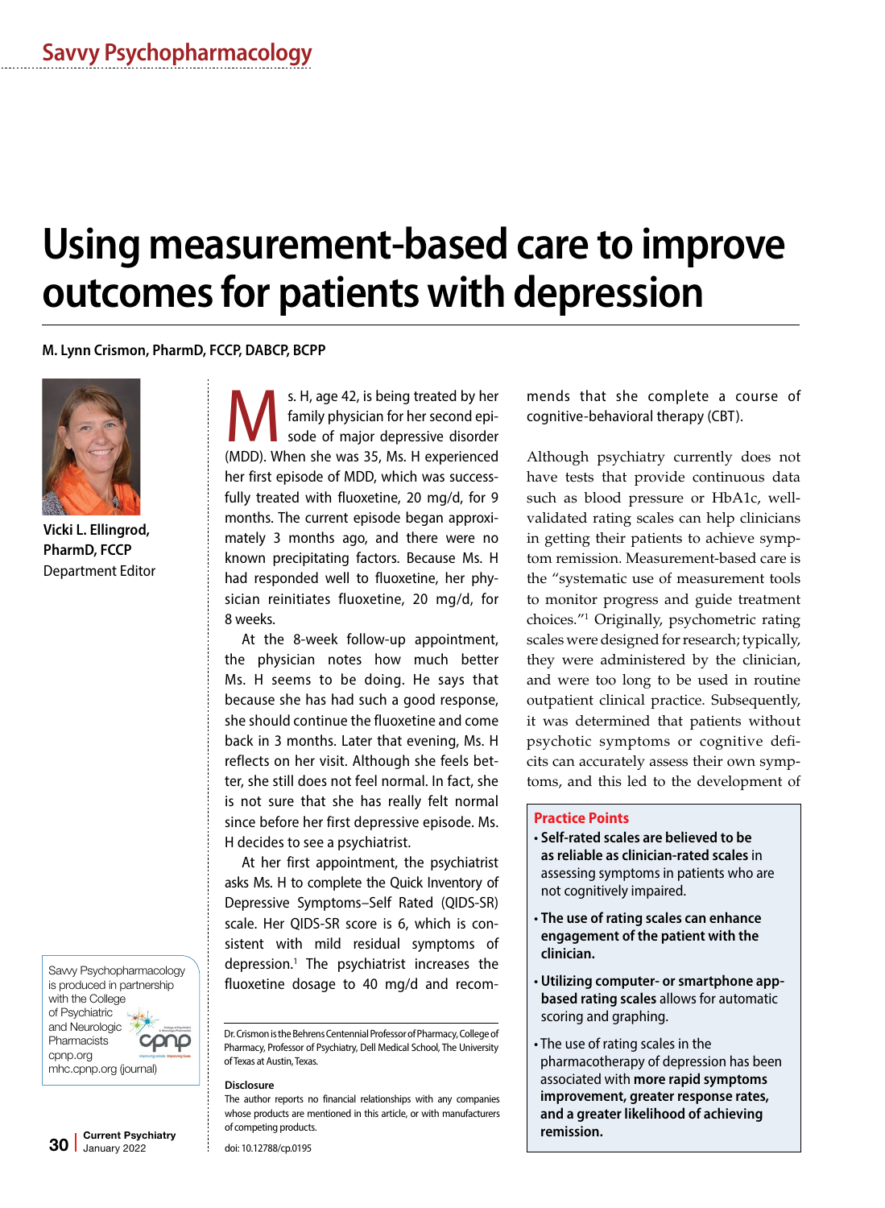Savvy Psychopharmacology

# Using measurement-based care to improve outcomes for patients with depression

**M. Lynn Crismon, PharmD, FCCP, DABCP, BCPP**

**Vicki L. Ellingrod, PharmD, FCCP**
Department Editor

Ms. H, age 42, is being treated by her family physician for her second episode of major depressive disorder (MDD). When she was 35, Ms. H experienced her first episode of MDD, which was successfully treated with fluoxetine, 20 mg/d, for 9 months. The current episode began approximately 3 months ago, and there were no known precipitating factors. Because Ms. H had responded well to fluoxetine, her physician reinitiates fluoxetine, 20 mg/d, for 8 weeks.

At the 8-week follow-up appointment, the physician notes how much better Ms. H seems to be doing. He says that because she has had such a good response, she should continue the fluoxetine and come back in 3 months. Later that evening, Ms. H reflects on her visit. Although she feels better, she still does not feel normal. In fact, she is not sure that she has really felt normal since before her first depressive episode. Ms. H decides to see a psychiatrist.

At her first appointment, the psychiatrist asks Ms. H to complete the Quick Inventory of Depressive Symptoms–Self Rated (QIDS-SR) scale. Her QIDS-SR score is 6, which is consistent with mild residual symptoms of depression.[1] The psychiatrist increases the fluoxetine dosage to 40 mg/d and recommends that she complete a course of cognitive-behavioral therapy (CBT).

Although psychiatry currently does not have tests that provide continuous data such as blood pressure or HbA1c, well-validated rating scales can help clinicians in getting their patients to achieve symptom remission. Measurement-based care is the "systematic use of measurement tools to monitor progress and guide treatment choices."[1] Originally, psychometric rating scales were designed for research; typically, they were administered by the clinician, and were too long to be used in routine outpatient clinical practice. Subsequently, it was determined that patients without psychotic symptoms or cognitive deficits can accurately assess their own symptoms, and this led to the development of

> **Practice Points**
>
> - **Self-rated scales are believed to be as reliable as clinician-rated scales** in assessing symptoms in patients who are not cognitively impaired.
> - **The use of rating scales can enhance engagement of the patient with the clinician.**
> - **Utilizing computer- or smartphone app-based rating scales** allows for automatic scoring and graphing.
> - The use of rating scales in the pharmacotherapy of depression has been associated with **more rapid symptoms improvement, greater response rates, and a greater likelihood of achieving remission.**

Savvy Psychopharmacology is produced in partnership with the College of Psychiatric and Neurologic Pharmacists
cpnp.org
mhc.cpnp.org (journal)

Dr. Crismon is the Behrens Centennial Professor of Pharmacy, College of Pharmacy, Professor of Psychiatry, Dell Medical School, The University of Texas at Austin, Texas.

**Disclosure**
The author reports no financial relationships with any companies whose products are mentioned in this article, or with manufacturers of competing products.

doi: 10.12788/cp.0195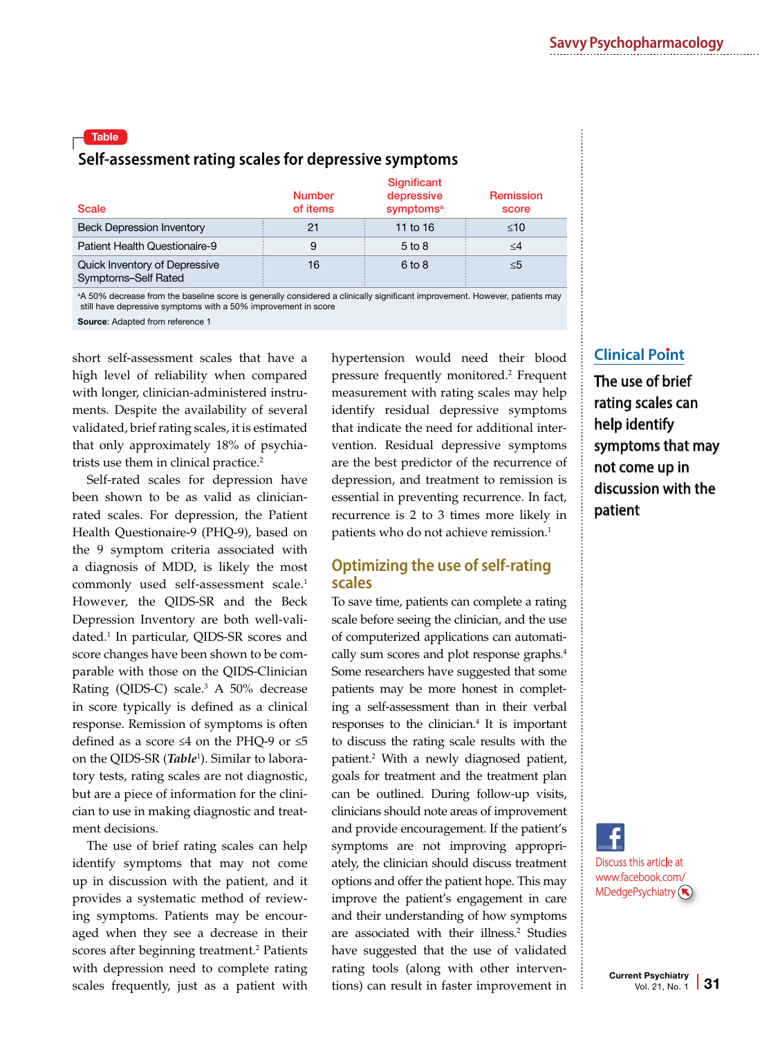**Table**

## Self-assessment rating scales for depressive symptoms

| Scale | Number of items | Significant depressive symptoms[a] | Remission score |
|---|---|---|---|
| Beck Depression Inventory | 21 | 11 to 16 | ≤10 |
| Patient Health Questionaire-9 | 9 | 5 to 8 | ≤4 |
| Quick Inventory of Depressive Symptoms–Self Rated | 16 | 6 to 8 | ≤5 |

[a]A 50% decrease from the baseline score is generally considered a clinically significant improvement. However, patients may still have depressive symptoms with a 50% improvement in score

**Source**: Adapted from reference 1

short self-assessment scales that have a high level of reliability when compared with longer, clinician-administered instruments. Despite the availability of several validated, brief rating scales, it is estimated that only approximately 18% of psychiatrists use them in clinical practice.[2]

Self-rated scales for depression have been shown to be as valid as clinician-rated scales. For depression, the Patient Health Questionaire-9 (PHQ-9), based on the 9 symptom criteria associated with a diagnosis of MDD, is likely the most commonly used self-assessment scale.[1] However, the QIDS-SR and the Beck Depression Inventory are both well-validated.[1] In particular, QIDS-SR scores and score changes have been shown to be comparable with those on the QIDS-Clinician Rating (QIDS-C) scale.[3] A 50% decrease in score typically is defined as a clinical response. Remission of symptoms is often defined as a score ≤4 on the PHQ-9 or ≤5 on the QIDS-SR (***Table***[1]). Similar to laboratory tests, rating scales are not diagnostic, but are a piece of information for the clinician to use in making diagnostic and treatment decisions.

The use of brief rating scales can help identify symptoms that may not come up in discussion with the patient, and it provides a systematic method of reviewing symptoms. Patients may be encouraged when they see a decrease in their scores after beginning treatment.[2] Patients with depression need to complete rating scales frequently, just as a patient with hypertension would need their blood pressure frequently monitored.[2] Frequent measurement with rating scales may help identify residual depressive symptoms that indicate the need for additional intervention. Residual depressive symptoms are the best predictor of the recurrence of depression, and treatment to remission is essential in preventing recurrence. In fact, recurrence is 2 to 3 times more likely in patients who do not achieve remission.[1]

## Optimizing the use of self-rating scales

To save time, patients can complete a rating scale before seeing the clinician, and the use of computerized applications can automatically sum scores and plot response graphs.[4] Some researchers have suggested that some patients may be more honest in completing a self-assessment than in their verbal responses to the clinician.[4] It is important to discuss the rating scale results with the patient.[2] With a newly diagnosed patient, goals for treatment and the treatment plan can be outlined. During follow-up visits, clinicians should note areas of improvement and provide encouragement. If the patient's symptoms are not improving appropriately, the clinician should discuss treatment options and offer the patient hope. This may improve the patient's engagement in care and their understanding of how symptoms are associated with their illness.[2] Studies have suggested that the use of validated rating tools (along with other interventions) can result in faster improvement in

**Clinical Point**

The use of brief rating scales can help identify symptoms that may not come up in discussion with the patient

Discuss this article at www.facebook.com/MDedgePsychiatry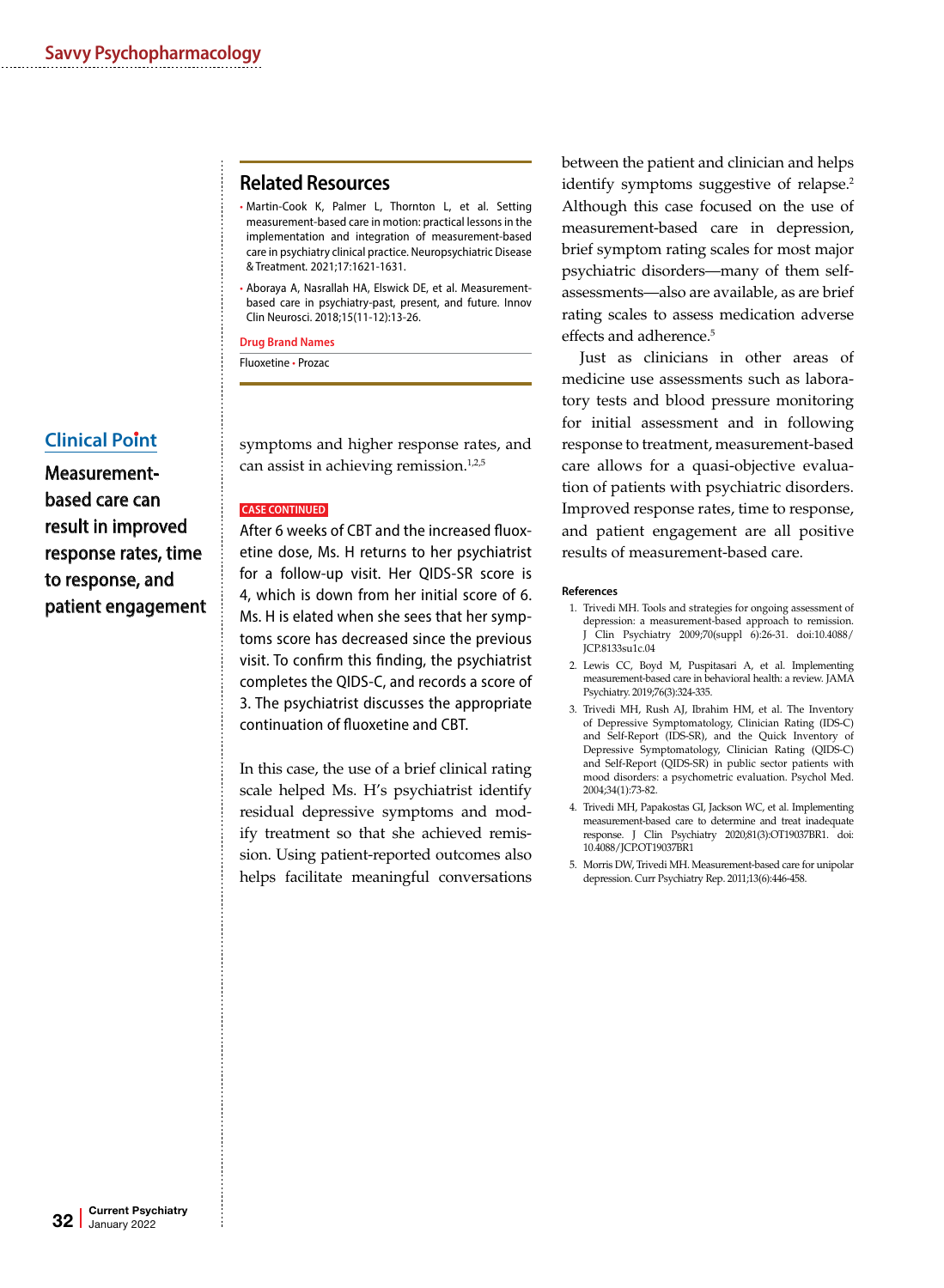## Related Resources

- Martin-Cook K, Palmer L, Thornton L, et al. Setting measurement-based care in motion: practical lessons in the implementation and integration of measurement-based care in psychiatry clinical practice. Neuropsychiatric Disease & Treatment. 2021;17:1621-1631.
- Aboraya A, Nasrallah HA, Elswick DE, et al. Measurement-based care in psychiatry-past, present, and future. Innov Clin Neurosci. 2018;15(11-12):13-26.

**Drug Brand Names**

Fluoxetine • Prozac

**Clinical Point**

**Measurement-based care can result in improved response rates, time to response, and patient engagement**

symptoms and higher response rates, and can assist in achieving remission.[1,2,5]

**CASE CONTINUED**

After 6 weeks of CBT and the increased fluoxetine dose, Ms. H returns to her psychiatrist for a follow-up visit. Her QIDS-SR score is 4, which is down from her initial score of 6. Ms. H is elated when she sees that her symptoms score has decreased since the previous visit. To confirm this finding, the psychiatrist completes the QIDS-C, and records a score of 3. The psychiatrist discusses the appropriate continuation of fluoxetine and CBT.

In this case, the use of a brief clinical rating scale helped Ms. H's psychiatrist identify residual depressive symptoms and modify treatment so that she achieved remission. Using patient-reported outcomes also helps facilitate meaningful conversations between the patient and clinician and helps identify symptoms suggestive of relapse.[2] Although this case focused on the use of measurement-based care in depression, brief symptom rating scales for most major psychiatric disorders—many of them self-assessments—also are available, as are brief rating scales to assess medication adverse effects and adherence.[5]

Just as clinicians in other areas of medicine use assessments such as laboratory tests and blood pressure monitoring for initial assessment and in following response to treatment, measurement-based care allows for a quasi-objective evaluation of patients with psychiatric disorders. Improved response rates, time to response, and patient engagement are all positive results of measurement-based care.

### References

1. Trivedi MH. Tools and strategies for ongoing assessment of depression: a measurement-based approach to remission. J Clin Psychiatry 2009;70(suppl 6):26-31. doi:10.4088/JCP.8133su1c.04
2. Lewis CC, Boyd M, Puspitasari A, et al. Implementing measurement-based care in behavioral health: a review. JAMA Psychiatry. 2019;76(3):324-335.
3. Trivedi MH, Rush AJ, Ibrahim HM, et al. The Inventory of Depressive Symptomatology, Clinician Rating (IDS-C) and Self-Report (IDS-SR), and the Quick Inventory of Depressive Symptomatology, Clinician Rating (QIDS-C) and Self-Report (QIDS-SR) in public sector patients with mood disorders: a psychometric evaluation. Psychol Med. 2004;34(1):73-82.
4. Trivedi MH, Papakostas GI, Jackson WC, et al. Implementing measurement-based care to determine and treat inadequate response. J Clin Psychiatry 2020;81(3):OT19037BR1. doi: 10.4088/JCP.OT19037BR1
5. Morris DW, Trivedi MH. Measurement-based care for unipolar depression. Curr Psychiatry Rep. 2011;13(6):446-458.